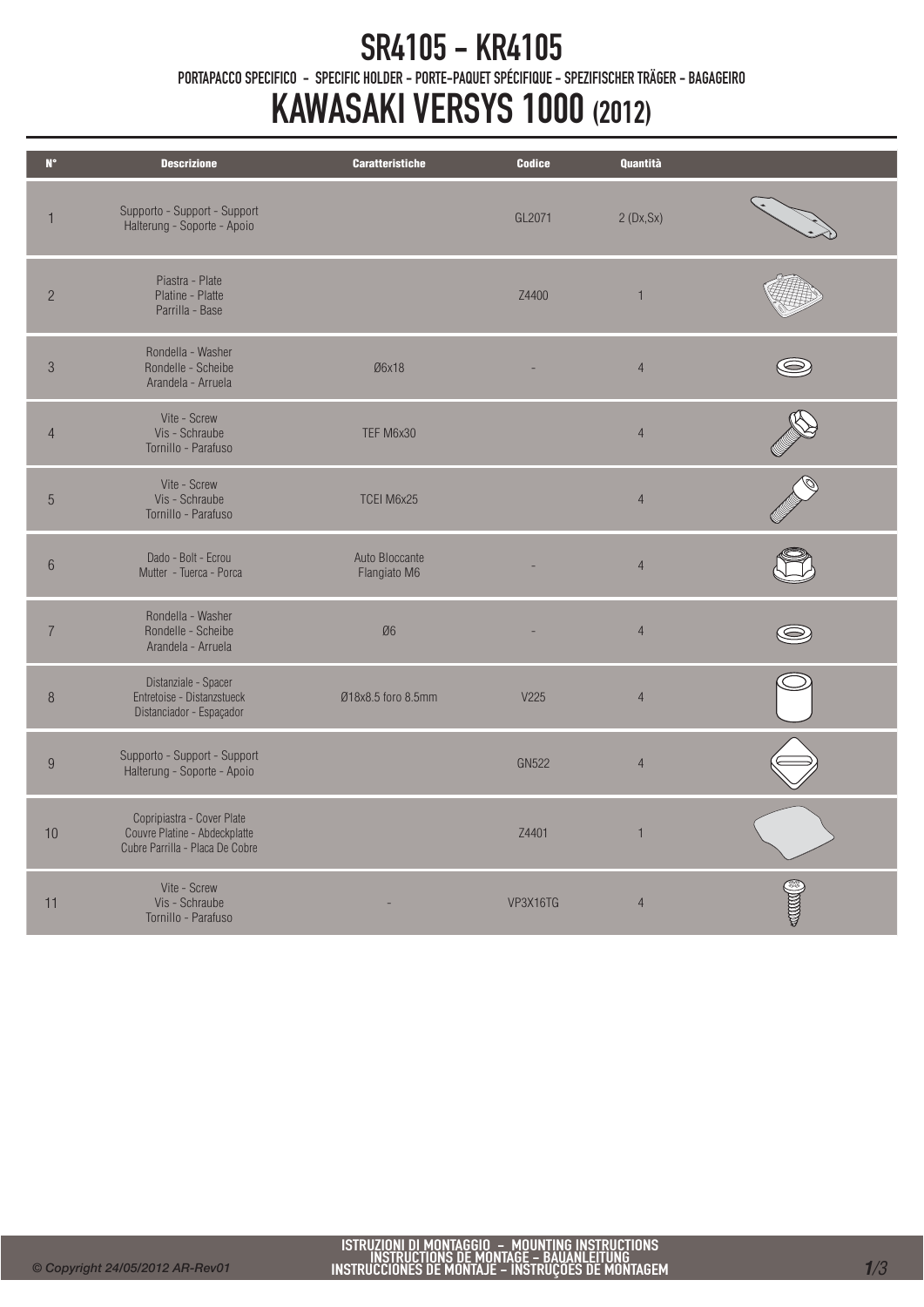# SR4105 - KR4105

PORTAPACCO SPECIFICO - SPECIFIC HOLDER - PORTE-PAQUET SPÉCIFIQUE - SPEZIFISCHER TRÄGER - BAGAGEIRO

# KAWASAKI VERSYS 1000 (2012)

| N° | Descrizione | Caratteristiche | Codice | Quantità |
|---|---|---|---|---|
| 1 | Supporto - Support - Support<br>Halterung - Soporte - Apoio | | GL2071 | 2 (Dx,Sx) |
| 2 | Piastra - Plate<br>Platine - Platte<br>Parrilla - Base | | Z4400 | 1 |
| 3 | Rondella - Washer<br>Rondelle - Scheibe<br>Arandela - Arruela | Ø6x18 | - | 4 |
| 4 | Vite - Screw<br>Vis - Schraube<br>Tornillo - Parafuso | TEF M6x30 | | 4 |
| 5 | Vite - Screw<br>Vis - Schraube<br>Tornillo - Parafuso | TCEI M6x25 | | 4 |
| 6 | Dado - Bolt - Ecrou<br>Mutter - Tuerca - Porca | Auto Bloccante<br>Flangiato M6 | - | 4 |
| 7 | Rondella - Washer<br>Rondelle - Scheibe<br>Arandela - Arruela | Ø6 | - | 4 |
| 8 | Distanziale - Spacer<br>Entretoise - Distanzstueck<br>Distanciador - Espaçador | Ø18x8.5 foro 8.5mm | V225 | 4 |
| 9 | Supporto - Support - Support<br>Halterung - Soporte - Apoio | | GN522 | 4 |
| 10 | Copripiastra - Cover Plate<br>Couvre Platine - Abdeckplatte<br>Cubre Parrilla - Placa De Cobre | | Z4401 | 1 |
| 11 | Vite - Screw<br>Vis - Schraube<br>Tornillo - Parafuso | - | VP3X16TG | 4 |

© Copyright 24/05/2012 AR-Rev01

ISTRUZIONI DI MONTAGGIO - MOUNTING INSTRUCTIONS
INSTRUCTIONS DE MONTAGE - BAUANLEITUNG
INSTRUCCIONES DE MONTAJE - INSTRUÇOES DE MONTAGEM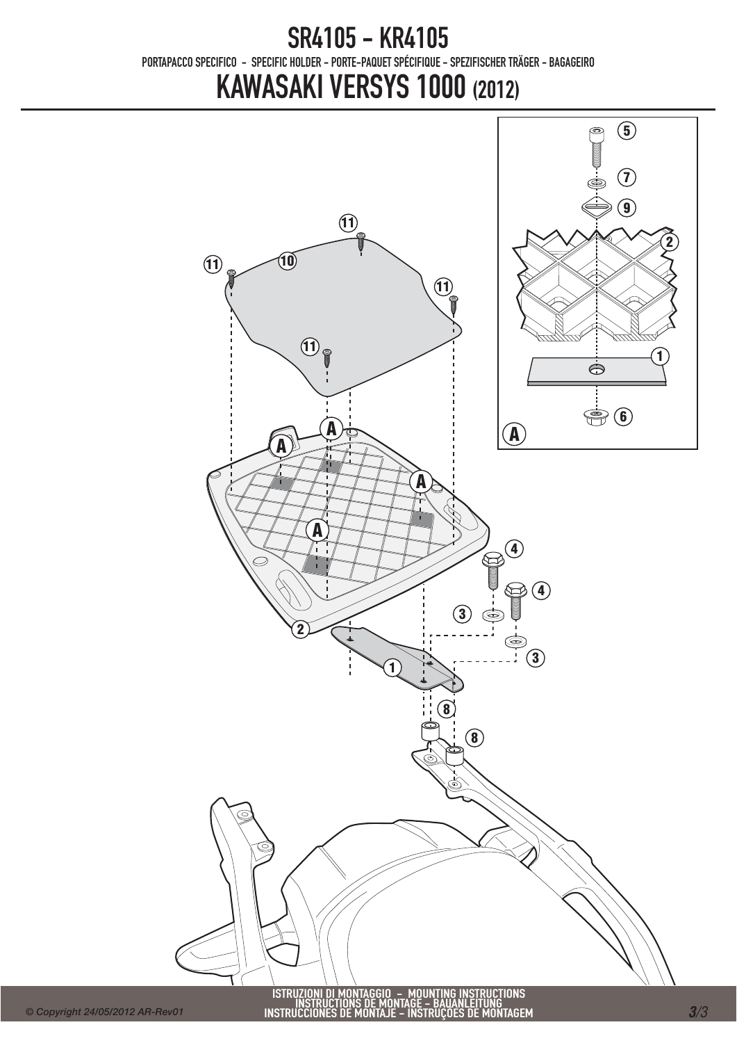# SR4105 - KR4105

PORTAPACCO SPECIFICO - SPECIFIC HOLDER - PORTE-PAQUET SPÉCIFIQUE - SPEZIFISCHER TRÄGER - BAGAGEIRO

# KAWASAKI VERSYS 1000 (2012)

11
10
11
11
11
A
A
A
A
2
4
4
3
3
1
8
8

5
7
9
2
1
6
A

ISTRUZIONI DI MONTAGGIO - MOUNTING INSTRUCTIONS
INSTRUCTIONS DE MONTAGE - BAUANLEITUNG
INSTRUCCIONES DE MONTAJE - INSTRUÇOES DE MONTAGEM

© Copyright 24/05/2012 AR-Rev01